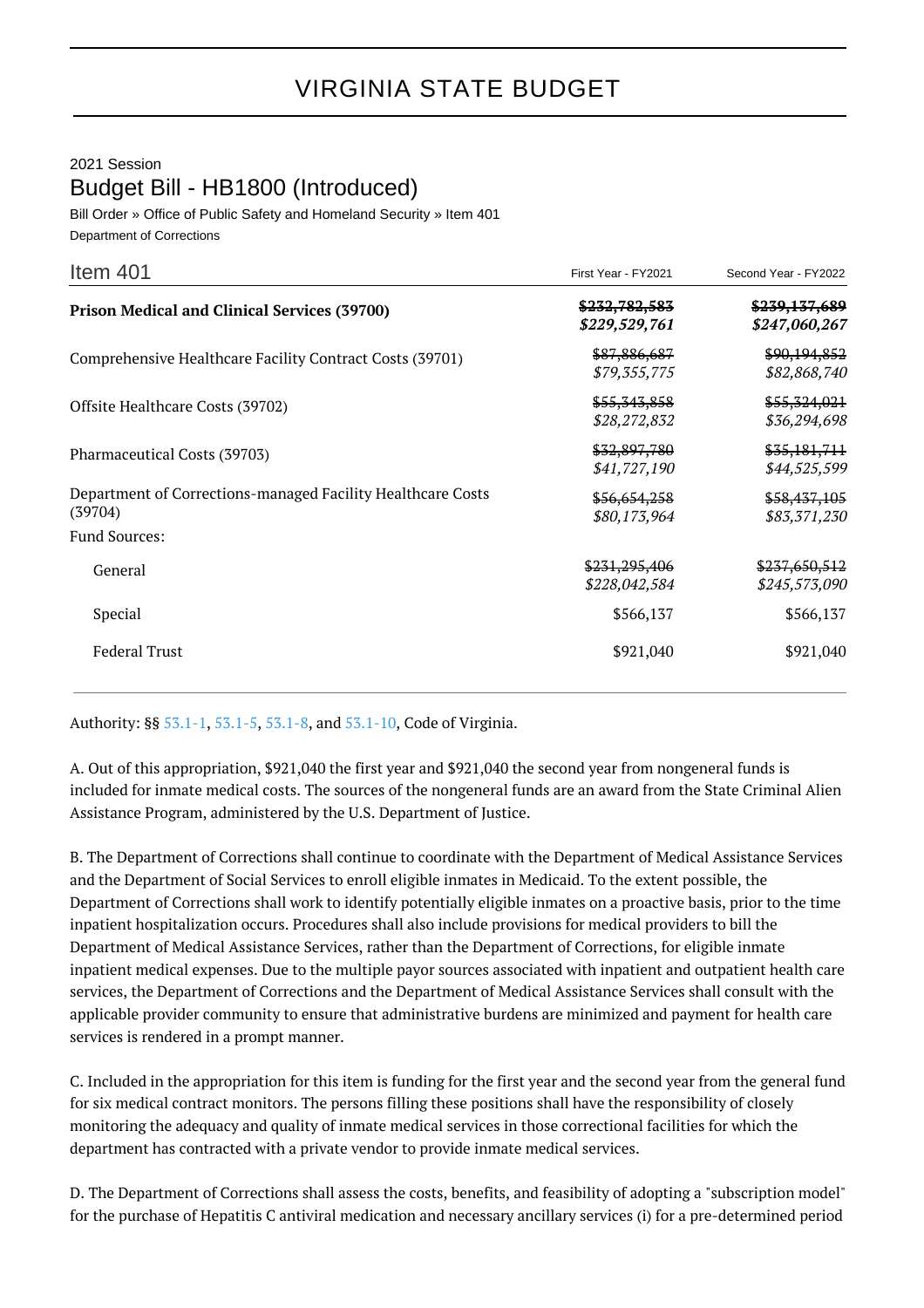# VIRGINIA STATE BUDGET

2021 Session

## Budget Bill - HB1800 (Introduced)

Bill Order » Office of Public Safety and Homeland Security » Item 401

Department of Corrections

| Item 401 | First Year - FY2021 | Second Year - FY2022 |
|---|---|---|
| **Prison Medical and Clinical Services (39700)** | ~~**$232,782,583**~~ ***$229,529,761*** | ~~**$239,137,689**~~ ***$247,060,267*** |
| Comprehensive Healthcare Facility Contract Costs (39701) | ~~$87,886,687~~ *$79,355,775* | ~~$90,194,852~~ *$82,868,740* |
| Offsite Healthcare Costs (39702) | ~~$55,343,858~~ *$28,272,832* | ~~$55,324,021~~ *$36,294,698* |
| Pharmaceutical Costs (39703) | ~~$32,897,780~~ *$41,727,190* | ~~$35,181,711~~ *$44,525,599* |
| Department of Corrections-managed Facility Healthcare Costs (39704) | ~~$56,654,258~~ *$80,173,964* | ~~$58,437,105~~ *$83,371,230* |
| Fund Sources: | | |
| General | ~~$231,295,406~~ *$228,042,584* | ~~$237,650,512~~ *$245,573,090* |
| Special | $566,137 | $566,137 |
| Federal Trust | $921,040 | $921,040 |

Authority: §§ 53.1-1, 53.1-5, 53.1-8, and 53.1-10, Code of Virginia.

A. Out of this appropriation, $921,040 the first year and $921,040 the second year from nongeneral funds is included for inmate medical costs. The sources of the nongeneral funds are an award from the State Criminal Alien Assistance Program, administered by the U.S. Department of Justice.

B. The Department of Corrections shall continue to coordinate with the Department of Medical Assistance Services and the Department of Social Services to enroll eligible inmates in Medicaid. To the extent possible, the Department of Corrections shall work to identify potentially eligible inmates on a proactive basis, prior to the time inpatient hospitalization occurs. Procedures shall also include provisions for medical providers to bill the Department of Medical Assistance Services, rather than the Department of Corrections, for eligible inmate inpatient medical expenses. Due to the multiple payor sources associated with inpatient and outpatient health care services, the Department of Corrections and the Department of Medical Assistance Services shall consult with the applicable provider community to ensure that administrative burdens are minimized and payment for health care services is rendered in a prompt manner.

C. Included in the appropriation for this item is funding for the first year and the second year from the general fund for six medical contract monitors. The persons filling these positions shall have the responsibility of closely monitoring the adequacy and quality of inmate medical services in those correctional facilities for which the department has contracted with a private vendor to provide inmate medical services.

D. The Department of Corrections shall assess the costs, benefits, and feasibility of adopting a "subscription model" for the purchase of Hepatitis C antiviral medication and necessary ancillary services (i) for a pre-determined period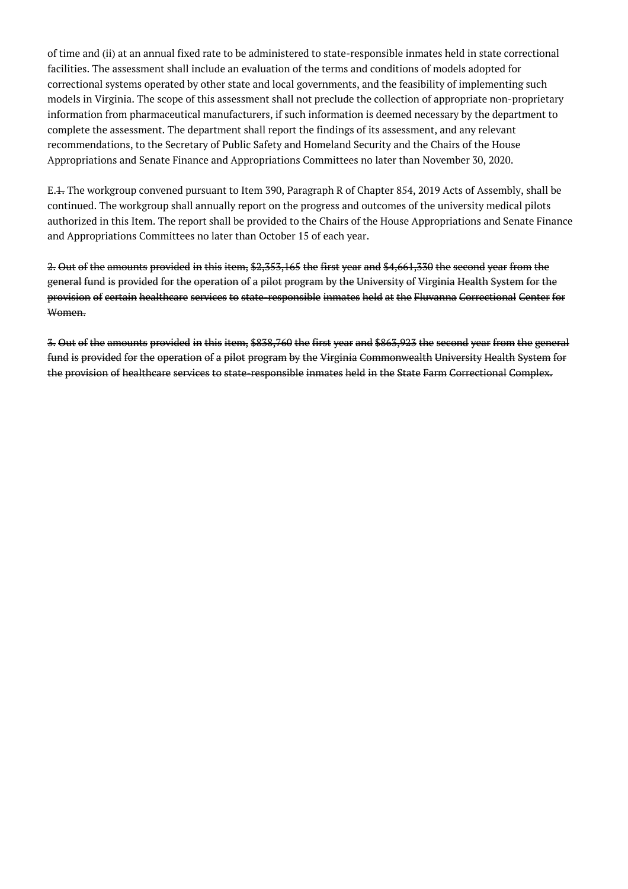of time and (ii) at an annual fixed rate to be administered to state-responsible inmates held in state correctional facilities. The assessment shall include an evaluation of the terms and conditions of models adopted for correctional systems operated by other state and local governments, and the feasibility of implementing such models in Virginia. The scope of this assessment shall not preclude the collection of appropriate non-proprietary information from pharmaceutical manufacturers, if such information is deemed necessary by the department to complete the assessment. The department shall report the findings of its assessment, and any relevant recommendations, to the Secretary of Public Safety and Homeland Security and the Chairs of the House Appropriations and Senate Finance and Appropriations Committees no later than November 30, 2020.

E.~~1.~~ The workgroup convened pursuant to Item 390, Paragraph R of Chapter 854, 2019 Acts of Assembly, shall be continued. The workgroup shall annually report on the progress and outcomes of the university medical pilots authorized in this Item. The report shall be provided to the Chairs of the House Appropriations and Senate Finance and Appropriations Committees no later than October 15 of each year.

~~2. Out of the amounts provided in this item, $2,353,165 the first year and $4,661,330 the second year from the general fund is provided for the operation of a pilot program by the University of Virginia Health System for the provision of certain healthcare services to state-responsible inmates held at the Fluvanna Correctional Center for Women.~~

~~3. Out of the amounts provided in this item, $838,760 the first year and $863,923 the second year from the general fund is provided for the operation of a pilot program by the Virginia Commonwealth University Health System for the provision of healthcare services to state-responsible inmates held in the State Farm Correctional Complex.~~